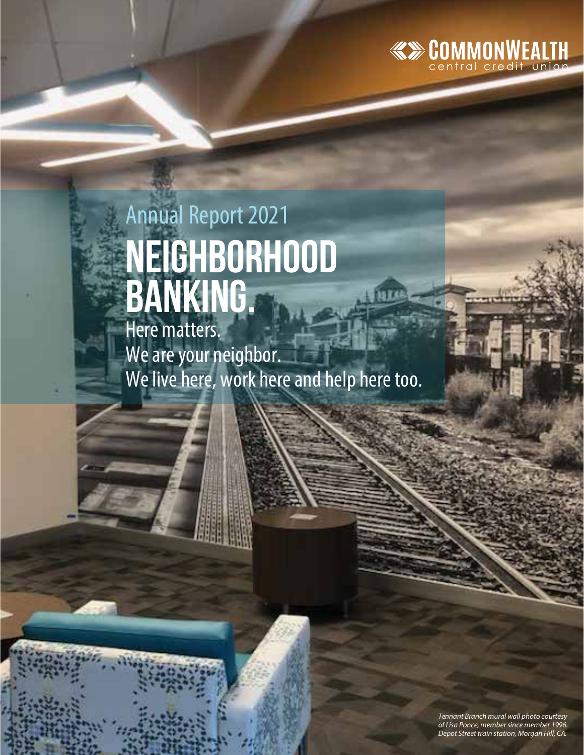CommonWealth central credit union

Annual Report 2021

# NEIGHBORHOOD BANKING.

Here matters.
We are your neighbor.
We live here, work here and help here too.

*Tennant Branch mural wall photo courtesy of Lisa Ponce, member since member 1996. Depot Street train station, Morgan Hill, CA.*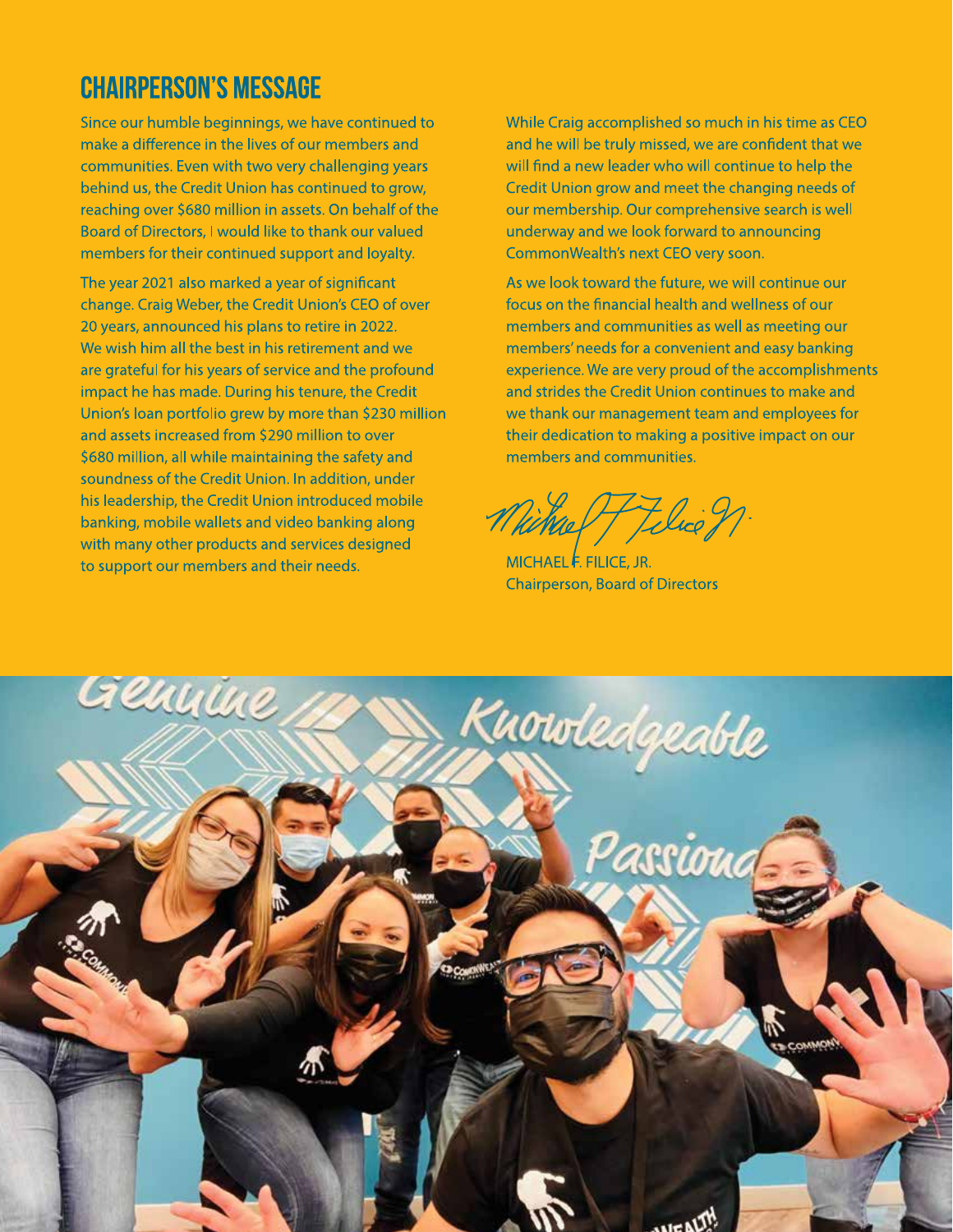## CHAIRPERSON'S MESSAGE

Since our humble beginnings, we have continued to make a difference in the lives of our members and communities. Even with two very challenging years behind us, the Credit Union has continued to grow, reaching over $680 million in assets. On behalf of the Board of Directors, I would like to thank our valued members for their continued support and loyalty.

The year 2021 also marked a year of significant change. Craig Weber, the Credit Union's CEO of over 20 years, announced his plans to retire in 2022. We wish him all the best in his retirement and we are grateful for his years of service and the profound impact he has made. During his tenure, the Credit Union's loan portfolio grew by more than $230 million and assets increased from $290 million to over $680 million, all while maintaining the safety and soundness of the Credit Union. In addition, under his leadership, the Credit Union introduced mobile banking, mobile wallets and video banking along with many other products and services designed to support our members and their needs.

While Craig accomplished so much in his time as CEO and he will be truly missed, we are confident that we will find a new leader who will continue to help the Credit Union grow and meet the changing needs of our membership. Our comprehensive search is well underway and we look forward to announcing CommonWealth's next CEO very soon.

As we look toward the future, we will continue our focus on the financial health and wellness of our members and communities as well as meeting our members' needs for a convenient and easy banking experience. We are very proud of the accomplishments and strides the Credit Union continues to make and we thank our management team and employees for their dedication to making a positive impact on our members and communities.

MICHAEL F. FILICE, JR.
Chairperson, Board of Directors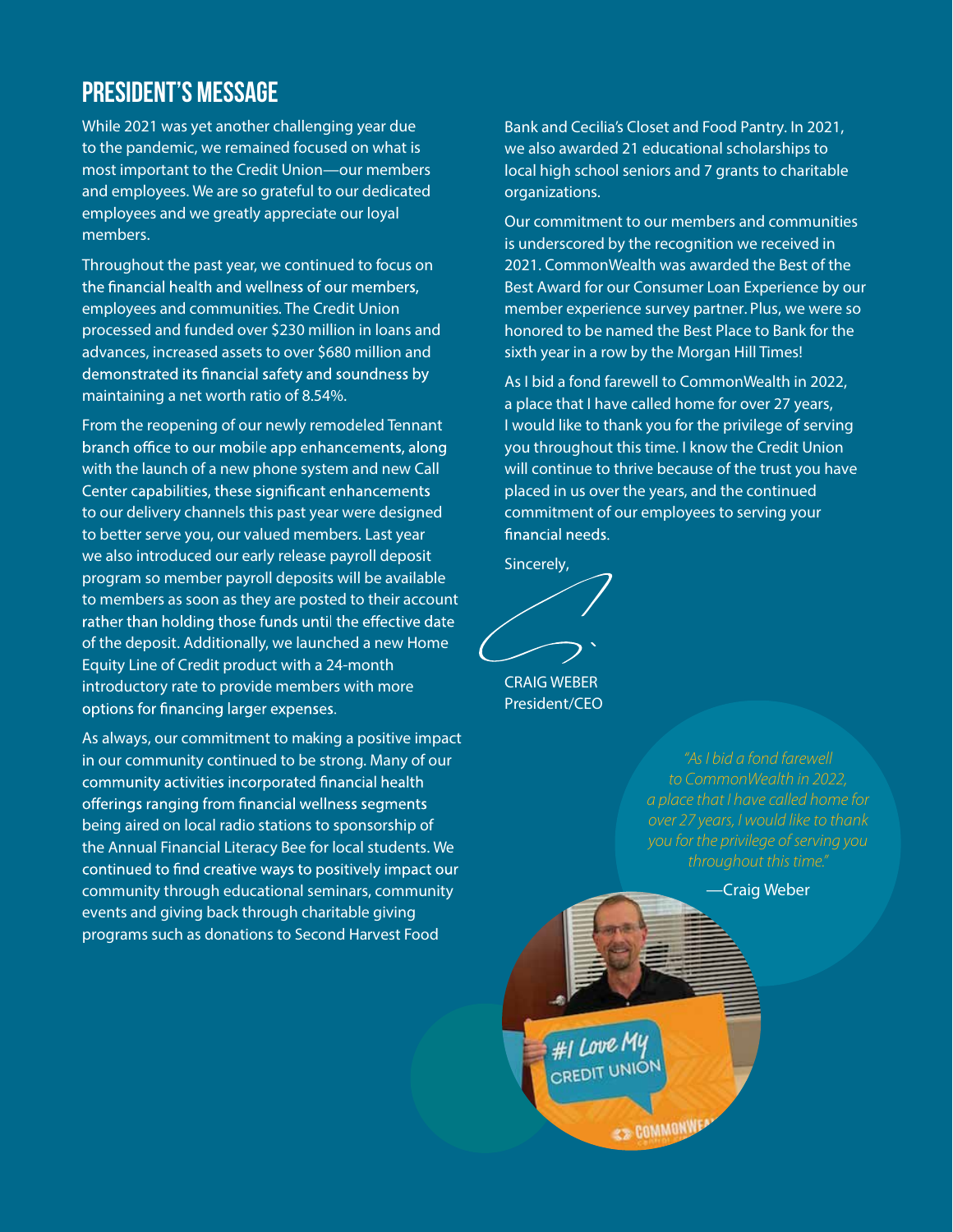# PRESIDENT'S MESSAGE

While 2021 was yet another challenging year due to the pandemic, we remained focused on what is most important to the Credit Union—our members and employees. We are so grateful to our dedicated employees and we greatly appreciate our loyal members.

Throughout the past year, we continued to focus on the financial health and wellness of our members, employees and communities. The Credit Union processed and funded over $230 million in loans and advances, increased assets to over $680 million and demonstrated its financial safety and soundness by maintaining a net worth ratio of 8.54%.

From the reopening of our newly remodeled Tennant branch office to our mobile app enhancements, along with the launch of a new phone system and new Call Center capabilities, these significant enhancements to our delivery channels this past year were designed to better serve you, our valued members. Last year we also introduced our early release payroll deposit program so member payroll deposits will be available to members as soon as they are posted to their account rather than holding those funds until the effective date of the deposit. Additionally, we launched a new Home Equity Line of Credit product with a 24-month introductory rate to provide members with more options for financing larger expenses.

As always, our commitment to making a positive impact in our community continued to be strong. Many of our community activities incorporated financial health offerings ranging from financial wellness segments being aired on local radio stations to sponsorship of the Annual Financial Literacy Bee for local students. We continued to find creative ways to positively impact our community through educational seminars, community events and giving back through charitable giving programs such as donations to Second Harvest Food Bank and Cecilia's Closet and Food Pantry. In 2021, we also awarded 21 educational scholarships to local high school seniors and 7 grants to charitable organizations.

Our commitment to our members and communities is underscored by the recognition we received in 2021. CommonWealth was awarded the Best of the Best Award for our Consumer Loan Experience by our member experience survey partner. Plus, we were so honored to be named the Best Place to Bank for the sixth year in a row by the Morgan Hill Times!

As I bid a fond farewell to CommonWealth in 2022, a place that I have called home for over 27 years, I would like to thank you for the privilege of serving you throughout this time. I know the Credit Union will continue to thrive because of the trust you have placed in us over the years, and the continued commitment of our employees to serving your financial needs.

Sincerely,

CRAIG WEBER
President/CEO

*"As I bid a fond farewell to CommonWealth in 2022, a place that I have called home for over 27 years, I would like to thank you for the privilege of serving you throughout this time."*

—Craig Weber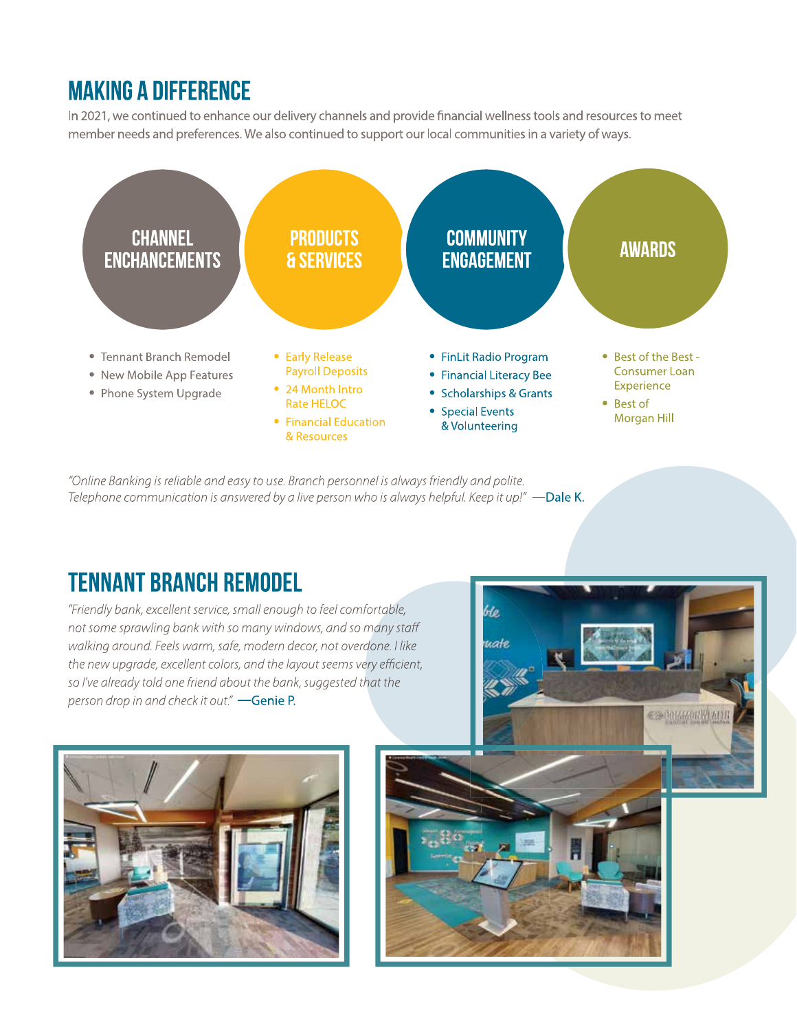# MAKING A DIFFERENCE

In 2021, we continued to enhance our delivery channels and provide financial wellness tools and resources to meet member needs and preferences. We also continued to support our local communities in a variety of ways.

### CHANNEL ENCHANCEMENTS

- Tennant Branch Remodel
- New Mobile App Features
- Phone System Upgrade

### PRODUCTS & SERVICES

- Early Release Payroll Deposits
- 24 Month Intro Rate HELOC
- Financial Education & Resources

### COMMUNITY ENGAGEMENT

- FinLit Radio Program
- Financial Literacy Bee
- Scholarships & Grants
- Special Events & Volunteering

### AWARDS

- Best of the Best - Consumer Loan Experience
- Best of Morgan Hill

*"Online Banking is reliable and easy to use. Branch personnel is always friendly and polite. Telephone communication is answered by a live person who is always helpful. Keep it up!"* —Dale K.

## TENNANT BRANCH REMODEL

*"Friendly bank, excellent service, small enough to feel comfortable, not some sprawling bank with so many windows, and so many staff walking around. Feels warm, safe, modern decor, not overdone. I like the new upgrade, excellent colors, and the layout seems very efficient, so I've already told one friend about the bank, suggested that the person drop in and check it out."* —Genie P.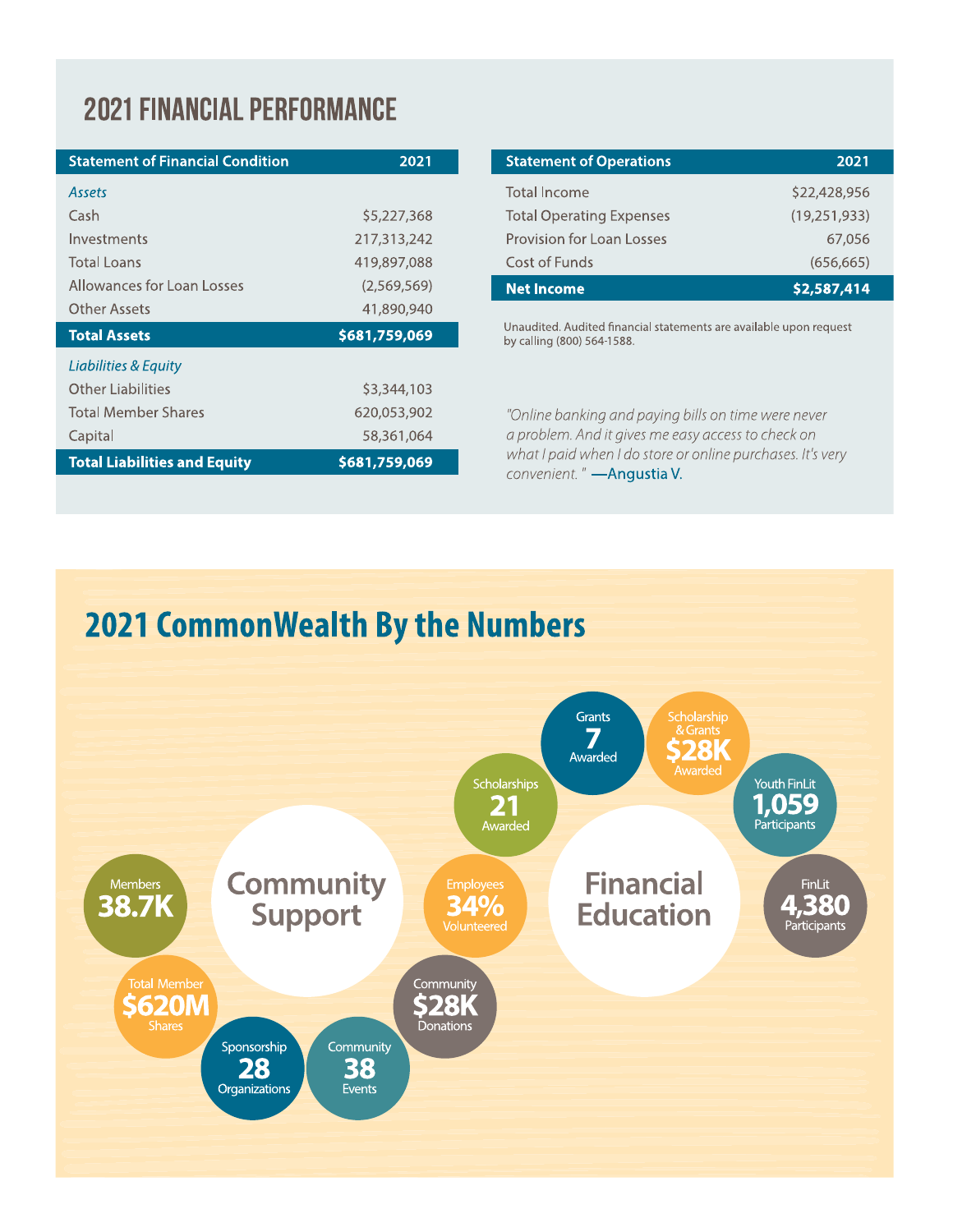# 2021 FINANCIAL PERFORMANCE

| Statement of Financial Condition | 2021 |
|---|---|
| *Assets* | |
| Cash | $5,227,368 |
| Investments | 217,313,242 |
| Total Loans | 419,897,088 |
| Allowances for Loan Losses | (2,569,569) |
| Other Assets | 41,890,940 |
| **Total Assets** | **$681,759,069** |
| *Liabilities & Equity* | |
| Other Liabilities | $3,344,103 |
| Total Member Shares | 620,053,902 |
| Capital | 58,361,064 |
| **Total Liabilities and Equity** | **$681,759,069** |

| Statement of Operations | 2021 |
|---|---|
| Total Income | $22,428,956 |
| Total Operating Expenses | (19,251,933) |
| Provision for Loan Losses | 67,056 |
| Cost of Funds | (656,665) |
| **Net Income** | **$2,587,414** |

Unaudited. Audited financial statements are available upon request by calling (800) 564-1588.

*"Online banking and paying bills on time were never a problem. And it gives me easy access to check on what I paid when I do store or online purchases. It's very convenient."* —Angustia V.

# 2021 CommonWealth By the Numbers

## Community Support

- Members: **38.7K**
- Total Member Shares: **$620M**
- Sponsorship: **28** Organizations
- Community: **38** Events
- Community: **$28K** Donations
- Employees: **34%** Volunteered

## Financial Education

- Scholarships: **21** Awarded
- Grants: **7** Awarded
- Scholarship & Grants: **$28K** Awarded
- Youth FinLit: **1,059** Participants
- FinLit: **4,380** Participants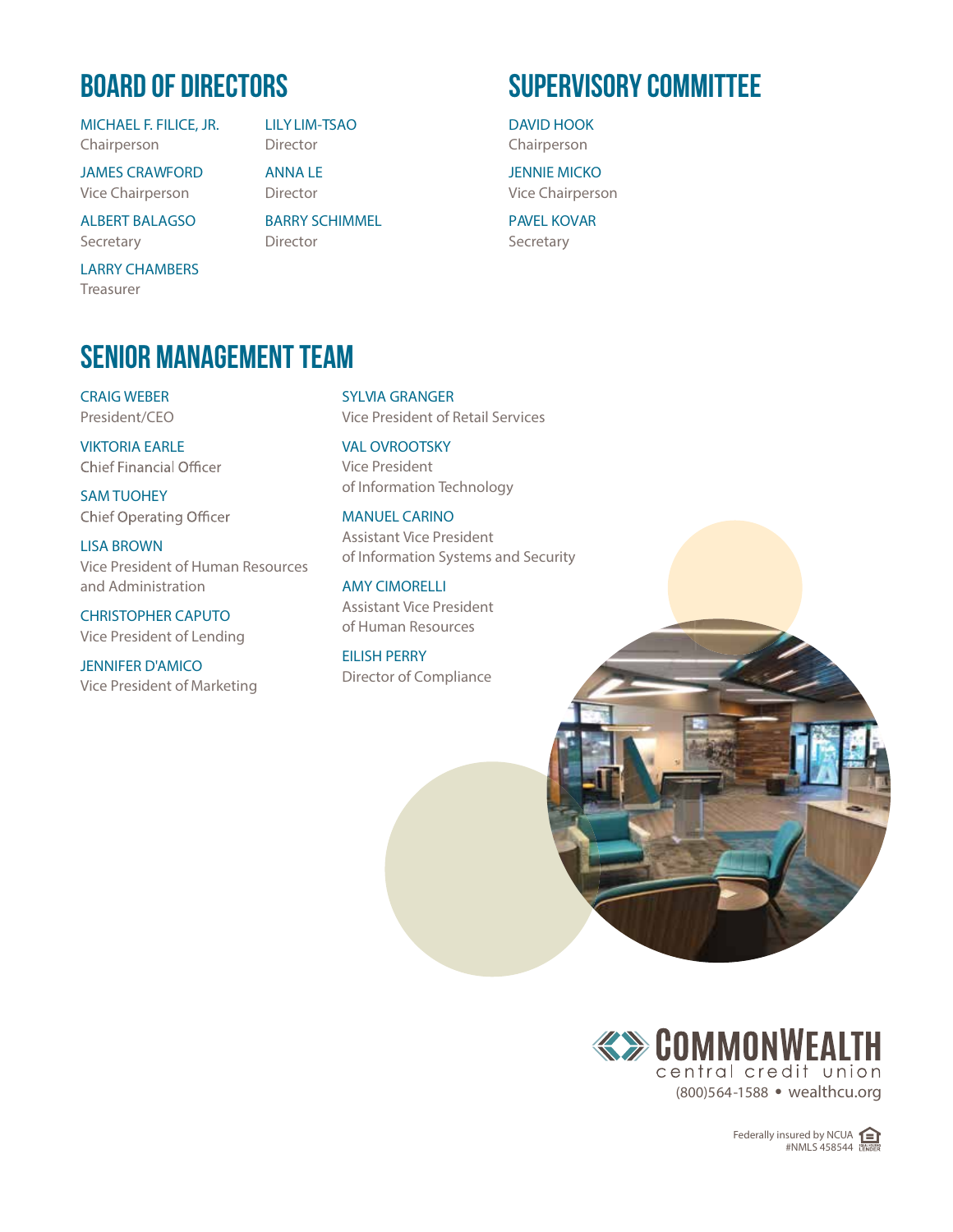## BOARD OF DIRECTORS

MICHAEL F. FILICE, JR.
Chairperson

JAMES CRAWFORD
Vice Chairperson

ALBERT BALAGSO
Secretary

LARRY CHAMBERS
Treasurer

LILY LIM-TSAO
Director

ANNA LE
Director

BARRY SCHIMMEL
Director

## SUPERVISORY COMMITTEE

DAVID HOOK
Chairperson

JENNIE MICKO
Vice Chairperson

PAVEL KOVAR
Secretary

## SENIOR MANAGEMENT TEAM

CRAIG WEBER
President/CEO

VIKTORIA EARLE
Chief Financial Officer

SAM TUOHEY
Chief Operating Officer

LISA BROWN
Vice President of Human Resources and Administration

CHRISTOPHER CAPUTO
Vice President of Lending

JENNIFER D'AMICO
Vice President of Marketing

SYLVIA GRANGER
Vice President of Retail Services

VAL OVROOTSKY
Vice President of Information Technology

MANUEL CARINO
Assistant Vice President of Information Systems and Security

AMY CIMORELLI
Assistant Vice President of Human Resources

EILISH PERRY
Director of Compliance

COMMONWEALTH central credit union
(800)564-1588 • wealthcu.org

Federally insured by NCUA
#NMLS 458544